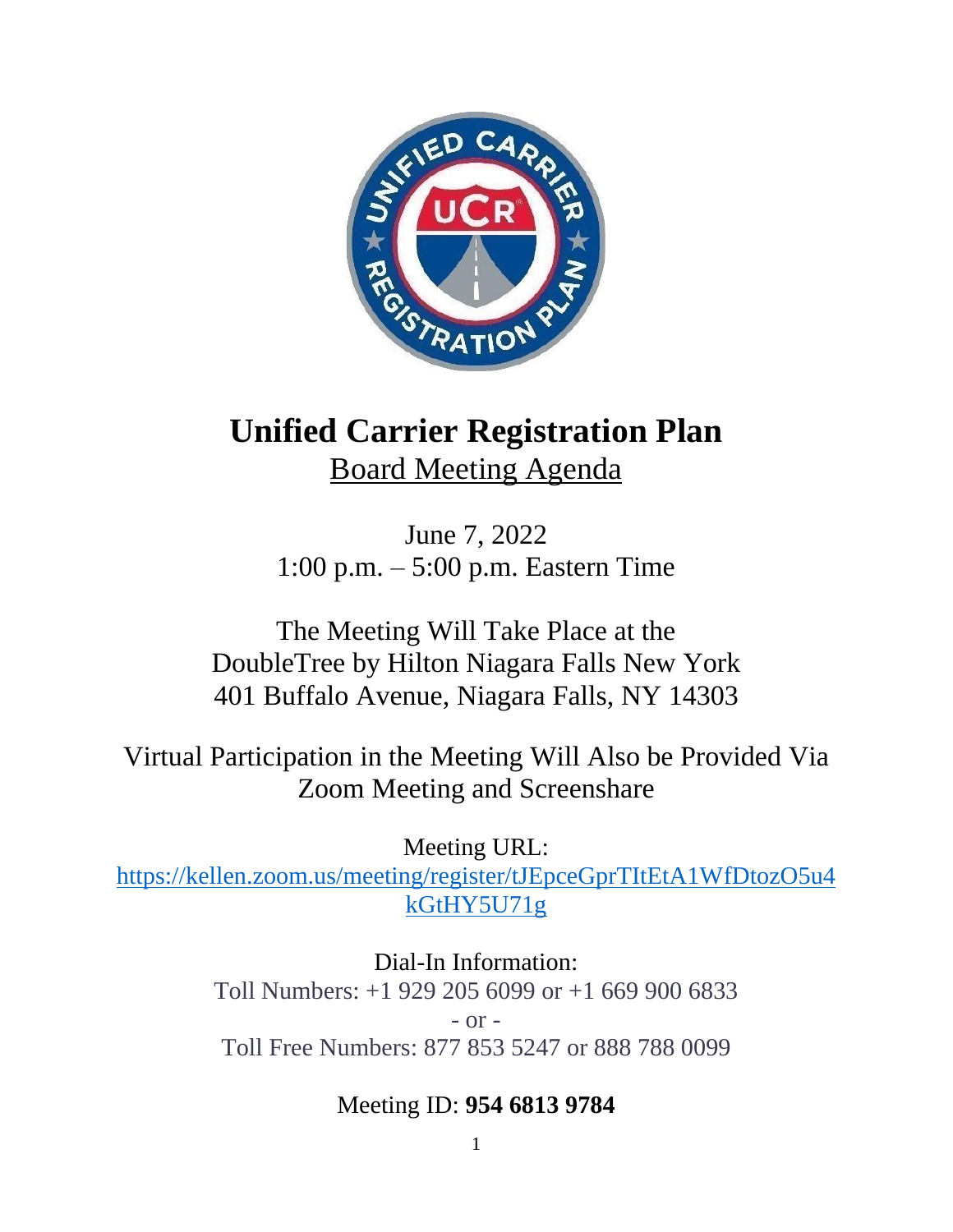# Unified Carrier Registration Plan

Board Meeting Agenda

June 7, 2022

1:00 p.m. – 5:00 p.m. Eastern Time

The Meeting Will Take Place at the

DoubleTree by Hilton Niagara Falls New York

401 Buffalo Avenue, Niagara Falls, NY 14303

Virtual Participation in the Meeting Will Also be Provided Via Zoom Meeting and Screenshare

Meeting URL:

[https://kellen.zoom.us/meeting/register/tJEpceGprTItEtA1WfDtozO5u4kGtHY5U71g](https://kellen.zoom.us/meeting/register/tJEpceGprTItEtA1WfDtozO5u4kGtHY5U71g)

Dial-In Information:

Toll Numbers: +1 929 205 6099 or +1 669 900 6833

- or -

Toll Free Numbers: 877 853 5247 or 888 788 0099

Meeting ID: **954 6813 9784**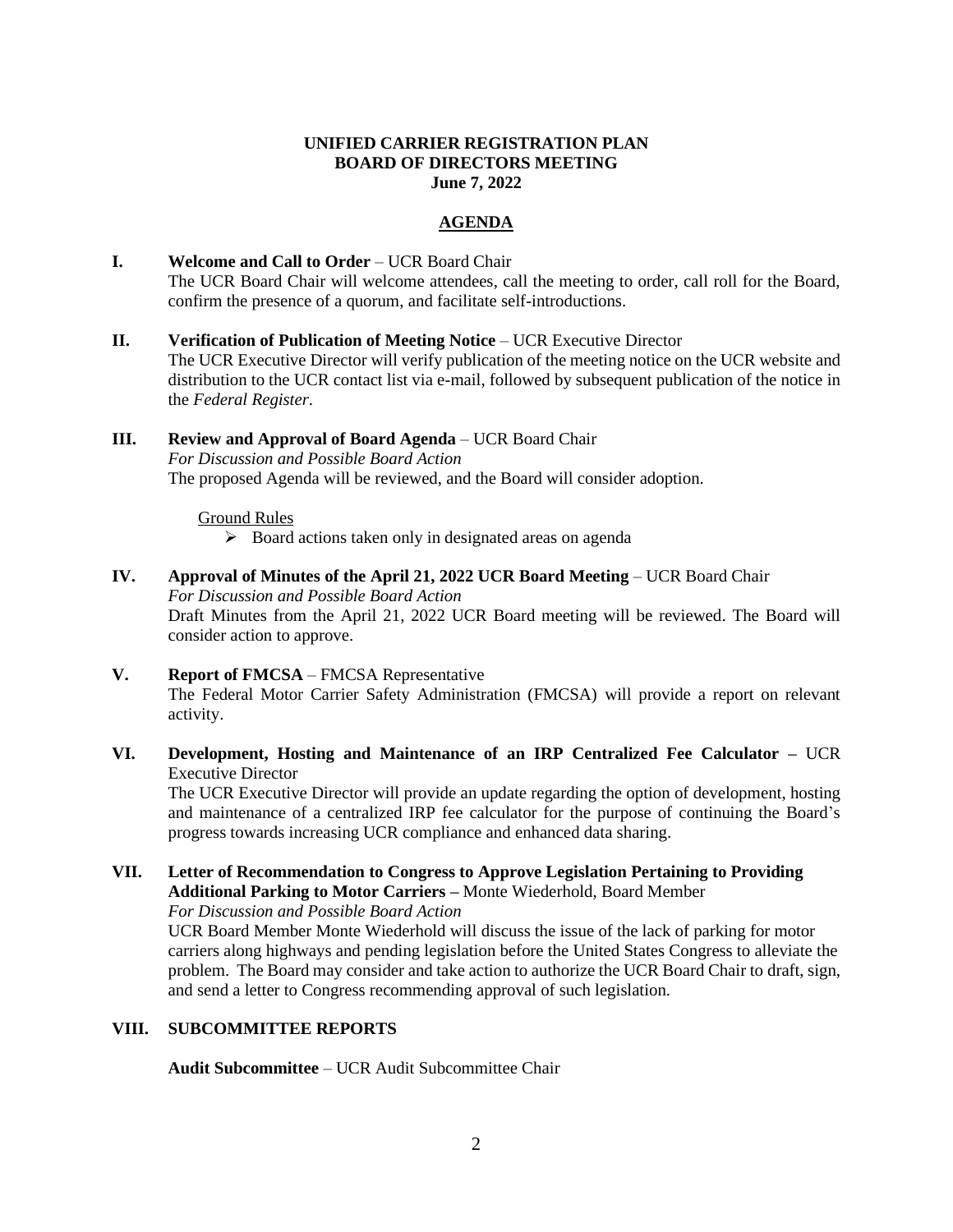**UNIFIED CARRIER REGISTRATION PLAN**
**BOARD OF DIRECTORS MEETING**
**June 7, 2022**

**AGENDA**

**I. Welcome and Call to Order** – UCR Board Chair

The UCR Board Chair will welcome attendees, call the meeting to order, call roll for the Board, confirm the presence of a quorum, and facilitate self-introductions.

**II. Verification of Publication of Meeting Notice** – UCR Executive Director

The UCR Executive Director will verify publication of the meeting notice on the UCR website and distribution to the UCR contact list via e-mail, followed by subsequent publication of the notice in the *Federal Register*.

**III. Review and Approval of Board Agenda** – UCR Board Chair

*For Discussion and Possible Board Action*

The proposed Agenda will be reviewed, and the Board will consider adoption.

Ground Rules

- Board actions taken only in designated areas on agenda

**IV. Approval of Minutes of the April 21, 2022 UCR Board Meeting** – UCR Board Chair

*For Discussion and Possible Board Action*

Draft Minutes from the April 21, 2022 UCR Board meeting will be reviewed. The Board will consider action to approve.

**V. Report of FMCSA** – FMCSA Representative

The Federal Motor Carrier Safety Administration (FMCSA) will provide a report on relevant activity.

**VI. Development, Hosting and Maintenance of an IRP Centralized Fee Calculator** – UCR Executive Director

The UCR Executive Director will provide an update regarding the option of development, hosting and maintenance of a centralized IRP fee calculator for the purpose of continuing the Board's progress towards increasing UCR compliance and enhanced data sharing.

**VII. Letter of Recommendation to Congress to Approve Legislation Pertaining to Providing Additional Parking to Motor Carriers** – Monte Wiederhold, Board Member

*For Discussion and Possible Board Action*

UCR Board Member Monte Wiederhold will discuss the issue of the lack of parking for motor carriers along highways and pending legislation before the United States Congress to alleviate the problem. The Board may consider and take action to authorize the UCR Board Chair to draft, sign, and send a letter to Congress recommending approval of such legislation.

**VIII. SUBCOMMITTEE REPORTS**

**Audit Subcommittee** – UCR Audit Subcommittee Chair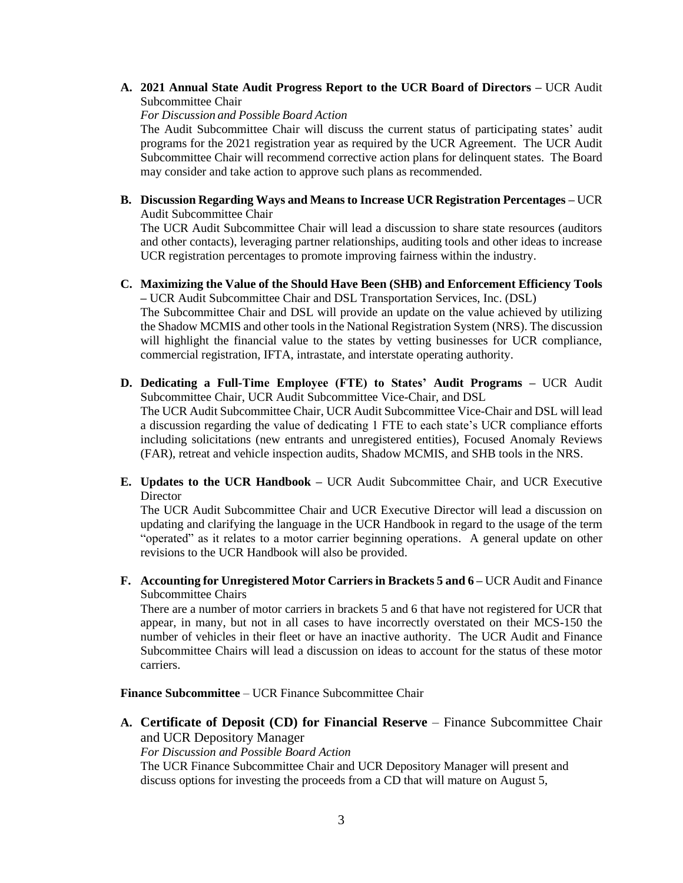**A. 2021 Annual State Audit Progress Report to the UCR Board of Directors –** UCR Audit Subcommittee Chair

*For Discussion and Possible Board Action*

The Audit Subcommittee Chair will discuss the current status of participating states' audit programs for the 2021 registration year as required by the UCR Agreement. The UCR Audit Subcommittee Chair will recommend corrective action plans for delinquent states. The Board may consider and take action to approve such plans as recommended.

**B. Discussion Regarding Ways and Means to Increase UCR Registration Percentages –** UCR Audit Subcommittee Chair

The UCR Audit Subcommittee Chair will lead a discussion to share state resources (auditors and other contacts), leveraging partner relationships, auditing tools and other ideas to increase UCR registration percentages to promote improving fairness within the industry.

**C. Maximizing the Value of the Should Have Been (SHB) and Enforcement Efficiency Tools –** UCR Audit Subcommittee Chair and DSL Transportation Services, Inc. (DSL)

The Subcommittee Chair and DSL will provide an update on the value achieved by utilizing the Shadow MCMIS and other tools in the National Registration System (NRS). The discussion will highlight the financial value to the states by vetting businesses for UCR compliance, commercial registration, IFTA, intrastate, and interstate operating authority.

**D. Dedicating a Full-Time Employee (FTE) to States' Audit Programs –** UCR Audit Subcommittee Chair, UCR Audit Subcommittee Vice-Chair, and DSL

The UCR Audit Subcommittee Chair, UCR Audit Subcommittee Vice-Chair and DSL will lead a discussion regarding the value of dedicating 1 FTE to each state's UCR compliance efforts including solicitations (new entrants and unregistered entities), Focused Anomaly Reviews (FAR), retreat and vehicle inspection audits, Shadow MCMIS, and SHB tools in the NRS.

**E. Updates to the UCR Handbook –** UCR Audit Subcommittee Chair, and UCR Executive Director

The UCR Audit Subcommittee Chair and UCR Executive Director will lead a discussion on updating and clarifying the language in the UCR Handbook in regard to the usage of the term "operated" as it relates to a motor carrier beginning operations. A general update on other revisions to the UCR Handbook will also be provided.

**F. Accounting for Unregistered Motor Carriers in Brackets 5 and 6 –** UCR Audit and Finance Subcommittee Chairs

There are a number of motor carriers in brackets 5 and 6 that have not registered for UCR that appear, in many, but not in all cases to have incorrectly overstated on their MCS-150 the number of vehicles in their fleet or have an inactive authority. The UCR Audit and Finance Subcommittee Chairs will lead a discussion on ideas to account for the status of these motor carriers.

**Finance Subcommittee** – UCR Finance Subcommittee Chair

**A. Certificate of Deposit (CD) for Financial Reserve** – Finance Subcommittee Chair and UCR Depository Manager

*For Discussion and Possible Board Action*

The UCR Finance Subcommittee Chair and UCR Depository Manager will present and discuss options for investing the proceeds from a CD that will mature on August 5,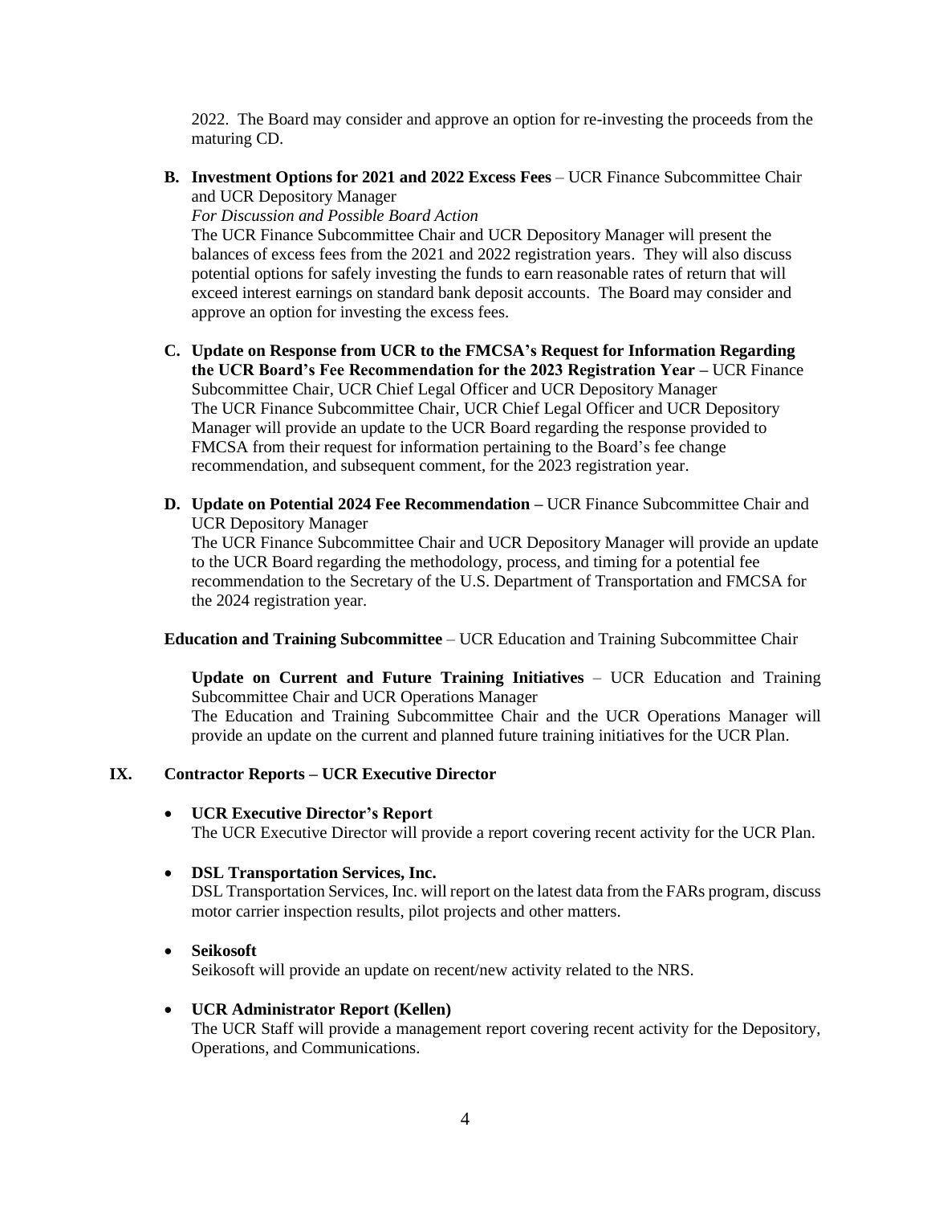2022. The Board may consider and approve an option for re-investing the proceeds from the maturing CD.

**B. Investment Options for 2021 and 2022 Excess Fees** – UCR Finance Subcommittee Chair and UCR Depository Manager

*For Discussion and Possible Board Action*

The UCR Finance Subcommittee Chair and UCR Depository Manager will present the balances of excess fees from the 2021 and 2022 registration years. They will also discuss potential options for safely investing the funds to earn reasonable rates of return that will exceed interest earnings on standard bank deposit accounts. The Board may consider and approve an option for investing the excess fees.

**C. Update on Response from UCR to the FMCSA's Request for Information Regarding the UCR Board's Fee Recommendation for the 2023 Registration Year –** UCR Finance Subcommittee Chair, UCR Chief Legal Officer and UCR Depository Manager

The UCR Finance Subcommittee Chair, UCR Chief Legal Officer and UCR Depository Manager will provide an update to the UCR Board regarding the response provided to FMCSA from their request for information pertaining to the Board's fee change recommendation, and subsequent comment, for the 2023 registration year.

**D. Update on Potential 2024 Fee Recommendation –** UCR Finance Subcommittee Chair and UCR Depository Manager

The UCR Finance Subcommittee Chair and UCR Depository Manager will provide an update to the UCR Board regarding the methodology, process, and timing for a potential fee recommendation to the Secretary of the U.S. Department of Transportation and FMCSA for the 2024 registration year.

**Education and Training Subcommittee** – UCR Education and Training Subcommittee Chair

**Update on Current and Future Training Initiatives** – UCR Education and Training Subcommittee Chair and UCR Operations Manager

The Education and Training Subcommittee Chair and the UCR Operations Manager will provide an update on the current and planned future training initiatives for the UCR Plan.

## IX. Contractor Reports – UCR Executive Director

- **UCR Executive Director's Report**
  The UCR Executive Director will provide a report covering recent activity for the UCR Plan.

- **DSL Transportation Services, Inc.**
  DSL Transportation Services, Inc. will report on the latest data from the FARs program, discuss motor carrier inspection results, pilot projects and other matters.

- **Seikosoft**
  Seikosoft will provide an update on recent/new activity related to the NRS.

- **UCR Administrator Report (Kellen)**
  The UCR Staff will provide a management report covering recent activity for the Depository, Operations, and Communications.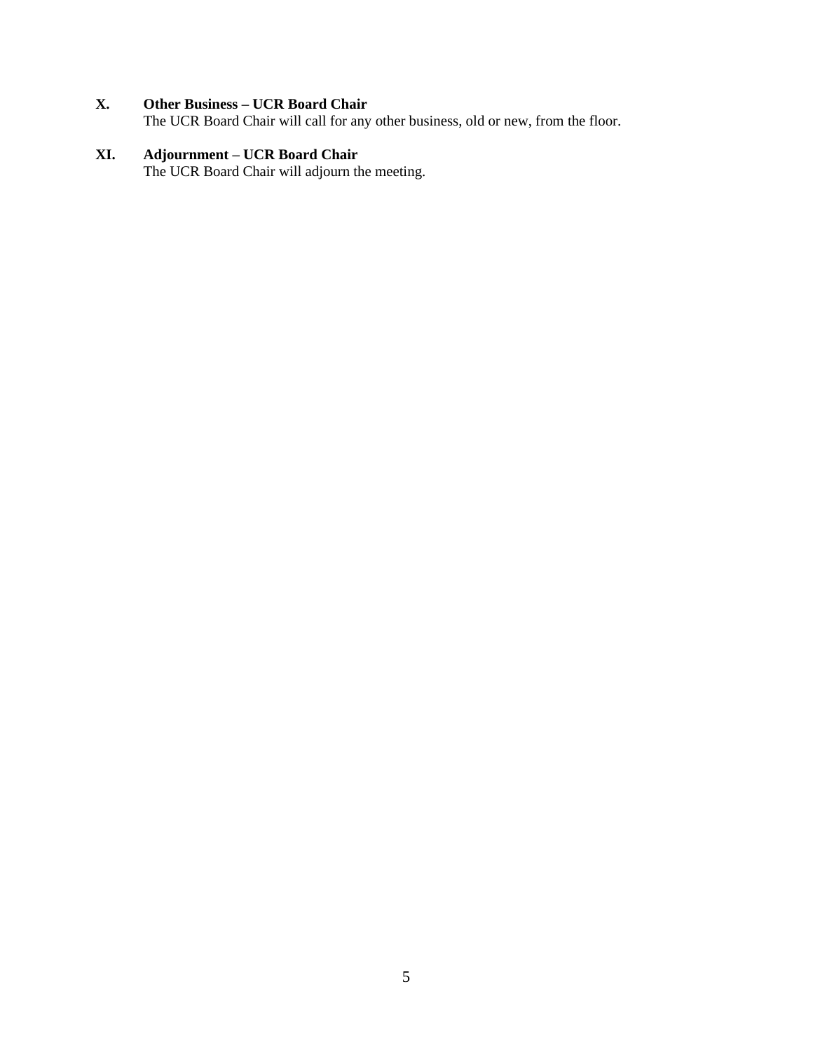**X. Other Business – UCR Board Chair**

The UCR Board Chair will call for any other business, old or new, from the floor.

**XI. Adjournment – UCR Board Chair**

The UCR Board Chair will adjourn the meeting.